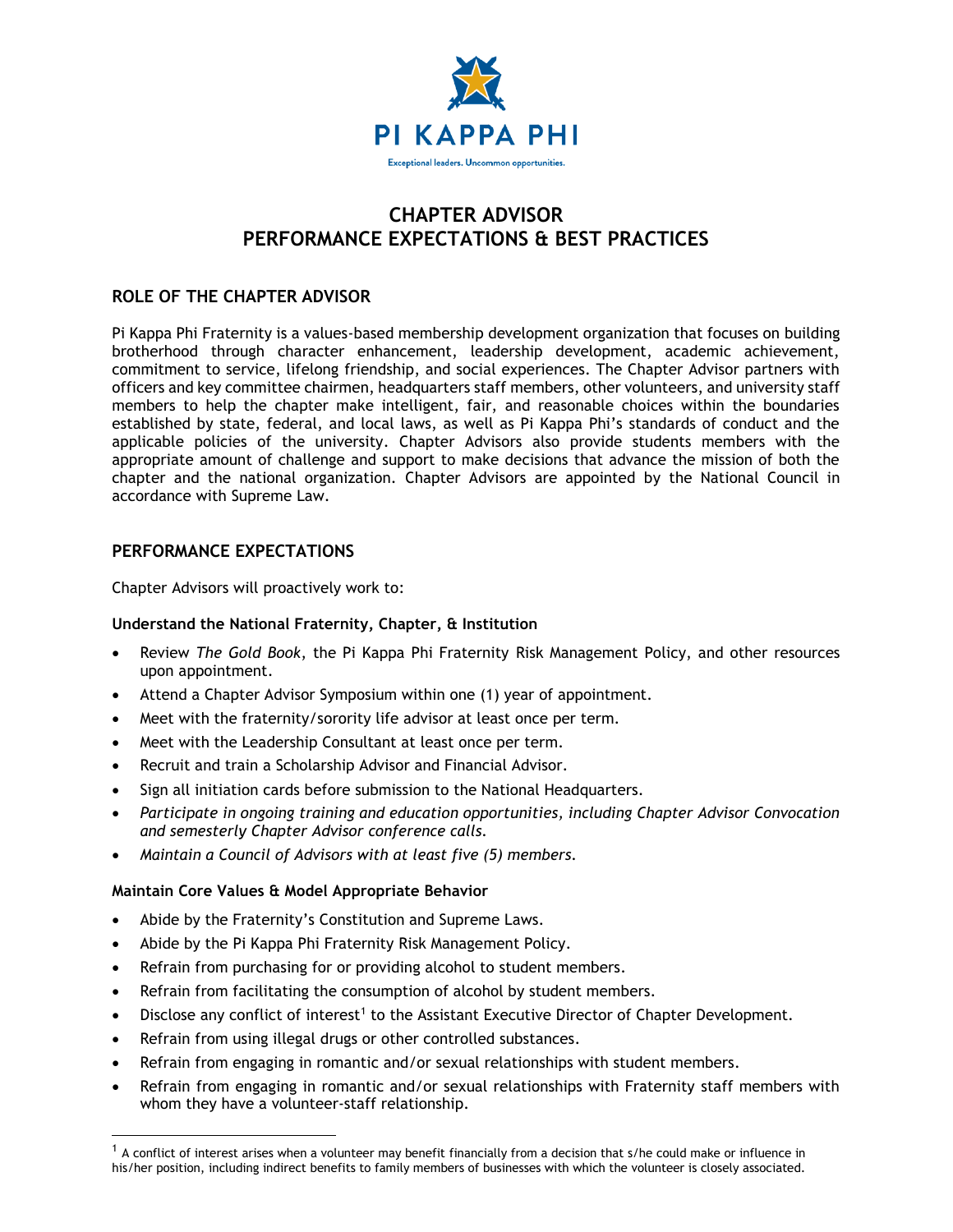PI KAPPA PHI

Exceptional leaders. Uncommon opportunities.

# CHAPTER ADVISOR
# PERFORMANCE EXPECTATIONS & BEST PRACTICES

## ROLE OF THE CHAPTER ADVISOR

Pi Kappa Phi Fraternity is a values-based membership development organization that focuses on building brotherhood through character enhancement, leadership development, academic achievement, commitment to service, lifelong friendship, and social experiences. The Chapter Advisor partners with officers and key committee chairmen, headquarters staff members, other volunteers, and university staff members to help the chapter make intelligent, fair, and reasonable choices within the boundaries established by state, federal, and local laws, as well as Pi Kappa Phi's standards of conduct and the applicable policies of the university. Chapter Advisors also provide students members with the appropriate amount of challenge and support to make decisions that advance the mission of both the chapter and the national organization. Chapter Advisors are appointed by the National Council in accordance with Supreme Law.

## PERFORMANCE EXPECTATIONS

Chapter Advisors will proactively work to:

### Understand the National Fraternity, Chapter, & Institution

- Review *The Gold Book*, the Pi Kappa Phi Fraternity Risk Management Policy, and other resources upon appointment.
- Attend a Chapter Advisor Symposium within one (1) year of appointment.
- Meet with the fraternity/sorority life advisor at least once per term.
- Meet with the Leadership Consultant at least once per term.
- Recruit and train a Scholarship Advisor and Financial Advisor.
- Sign all initiation cards before submission to the National Headquarters.
- *Participate in ongoing training and education opportunities, including Chapter Advisor Convocation and semesterly Chapter Advisor conference calls.*
- *Maintain a Council of Advisors with at least five (5) members.*

### Maintain Core Values & Model Appropriate Behavior

- Abide by the Fraternity's Constitution and Supreme Laws.
- Abide by the Pi Kappa Phi Fraternity Risk Management Policy.
- Refrain from purchasing for or providing alcohol to student members.
- Refrain from facilitating the consumption of alcohol by student members.
- Disclose any conflict of interest[1] to the Assistant Executive Director of Chapter Development.
- Refrain from using illegal drugs or other controlled substances.
- Refrain from engaging in romantic and/or sexual relationships with student members.
- Refrain from engaging in romantic and/or sexual relationships with Fraternity staff members with whom they have a volunteer-staff relationship.

---

[1] A conflict of interest arises when a volunteer may benefit financially from a decision that s/he could make or influence in his/her position, including indirect benefits to family members of businesses with which the volunteer is closely associated.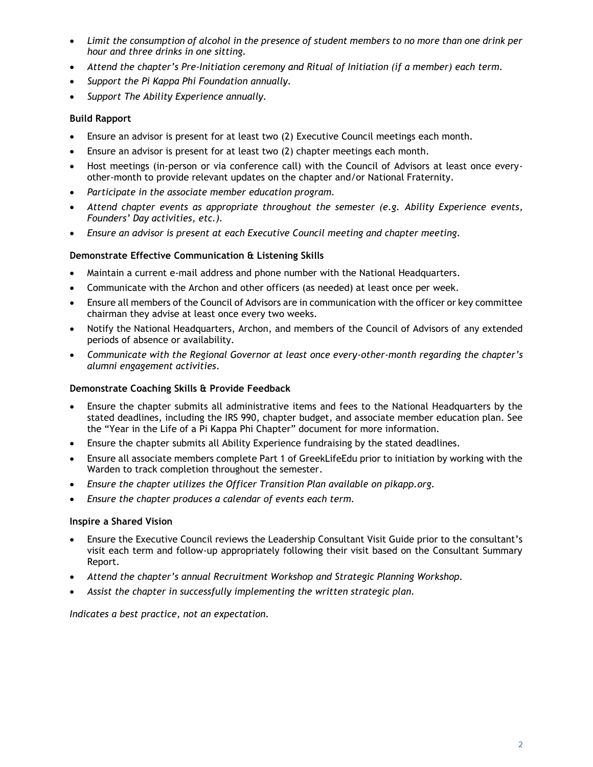- *Limit the consumption of alcohol in the presence of student members to no more than one drink per hour and three drinks in one sitting.*
- *Attend the chapter's Pre-Initiation ceremony and Ritual of Initiation (if a member) each term.*
- *Support the Pi Kappa Phi Foundation annually.*
- *Support The Ability Experience annually.*

**Build Rapport**

- Ensure an advisor is present for at least two (2) Executive Council meetings each month.
- Ensure an advisor is present for at least two (2) chapter meetings each month.
- Host meetings (in-person or via conference call) with the Council of Advisors at least once every-other-month to provide relevant updates on the chapter and/or National Fraternity.
- *Participate in the associate member education program.*
- *Attend chapter events as appropriate throughout the semester (e.g. Ability Experience events, Founders' Day activities, etc.).*
- *Ensure an advisor is present at each Executive Council meeting and chapter meeting.*

**Demonstrate Effective Communication & Listening Skills**

- Maintain a current e-mail address and phone number with the National Headquarters.
- Communicate with the Archon and other officers (as needed) at least once per week.
- Ensure all members of the Council of Advisors are in communication with the officer or key committee chairman they advise at least once every two weeks.
- Notify the National Headquarters, Archon, and members of the Council of Advisors of any extended periods of absence or availability.
- *Communicate with the Regional Governor at least once every-other-month regarding the chapter's alumni engagement activities.*

**Demonstrate Coaching Skills & Provide Feedback**

- Ensure the chapter submits all administrative items and fees to the National Headquarters by the stated deadlines, including the IRS 990, chapter budget, and associate member education plan. See the "Year in the Life of a Pi Kappa Phi Chapter" document for more information.
- Ensure the chapter submits all Ability Experience fundraising by the stated deadlines.
- Ensure all associate members complete Part 1 of GreekLifeEdu prior to initiation by working with the Warden to track completion throughout the semester.
- *Ensure the chapter utilizes the Officer Transition Plan available on pikapp.org.*
- *Ensure the chapter produces a calendar of events each term.*

**Inspire a Shared Vision**

- Ensure the Executive Council reviews the Leadership Consultant Visit Guide prior to the consultant's visit each term and follow-up appropriately following their visit based on the Consultant Summary Report.
- *Attend the chapter's annual Recruitment Workshop and Strategic Planning Workshop.*
- *Assist the chapter in successfully implementing the written strategic plan.*

*Indicates a best practice, not an expectation.*